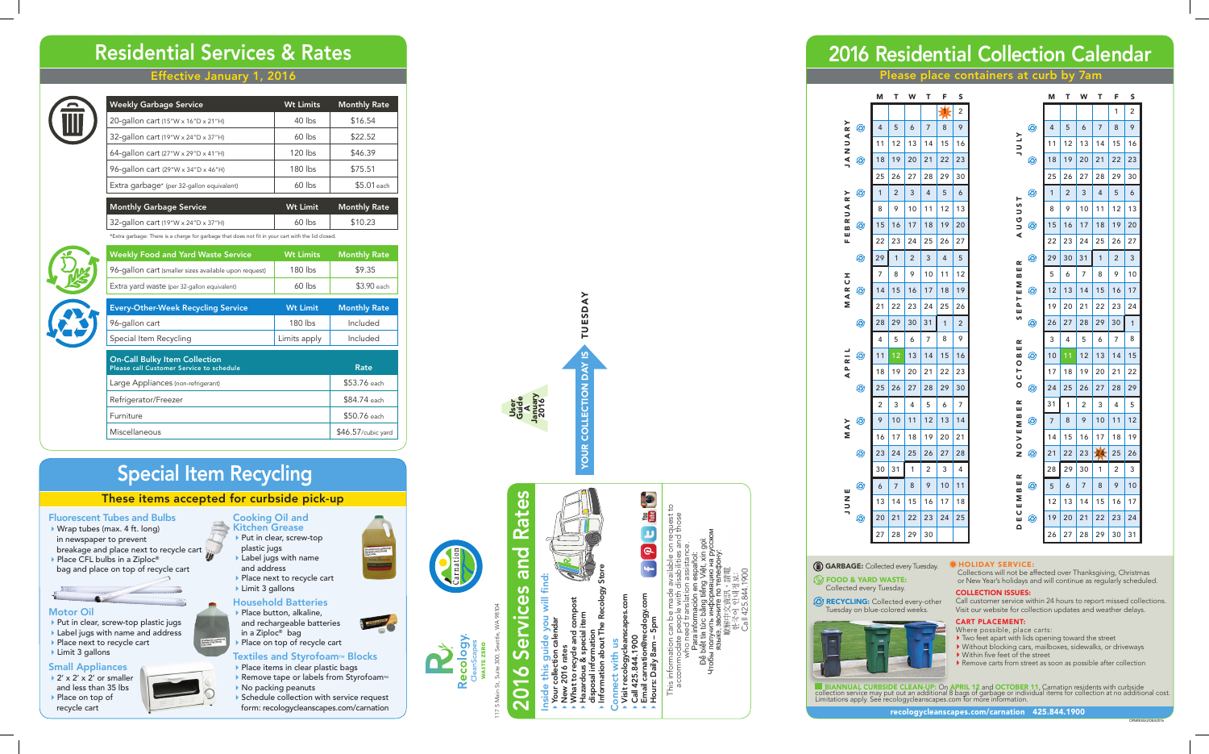# Residential Services & Rates

## Effective January 1, 2016

| Weekly Garbage Service | Wt Limits | Monthly Rate |
|---|---|---|
| 20-gallon cart (15"W x 16"D x 21"H) | 40 lbs | $16.54 |
| 32-gallon cart (19"W x 24"D x 37"H) | 60 lbs | $22.52 |
| 64-gallon cart (27"W x 29"D x 41"H) | 120 lbs | $46.39 |
| 96-gallon cart (29"W x 34"D x 46"H) | 180 lbs | $75.51 |
| Extra garbage* (per 32-gallon equivalent) | 60 lbs | $5.01 each |

| Monthly Garbage Service | Wt Limit | Monthly Rate |
|---|---|---|
| 32-gallon cart (19"W x 24"D x 37"H) | 60 lbs | $10.23 |

*Extra garbage: There is a charge for garbage that does not fit in your cart with the lid closed.

| Weekly Food and Yard Waste Service | Wt Limits | Monthly Rate |
|---|---|---|
| 96-gallon cart (smaller sizes available upon request) | 180 lbs | $9.35 |
| Extra yard waste (per 32-gallon equivalent) | 60 lbs | $3.90 each |

| Every-Other-Week Recycling Service | Wt Limit | Monthly Rate |
|---|---|---|
| 96-gallon cart | 180 lbs | Included |
| Special Item Recycling | Limits apply | Included |

| On-Call Bulky Item Collection (Please call Customer Service to schedule) | Rate |
|---|---|
| Large Appliances (non-refrigerant) | $53.76 each |
| Refrigerator/Freezer | $84.74 each |
| Furniture | $50.76 each |
| Miscellaneous | $46.57/cubic yard |

# Special Item Recycling

## These items accepted for curbside pick-up

### Fluorescent Tubes and Bulbs
- Wrap tubes (max. 4 ft. long) in newspaper to prevent breakage and place next to recycle cart
- Place CFL bulbs in a Ziploc® bag and place on top of recycle cart

### Motor Oil
- Put in clear, screw-top plastic jugs
- Label jugs with name and address
- Place next to recycle cart
- Limit 3 gallons

### Small Appliances
- 2' x 2' x 2' or smaller and less than 35 lbs
- Place on top of recycle cart

### Cooking Oil and Kitchen Grease
- Put in clear, screw-top plastic jugs
- Label jugs with name and address
- Place next to recycle cart
- Limit 3 gallons

### Household Batteries
- Place button, alkaline, and rechargeable batteries in a Ziploc® bag
- Place on top of recycle cart

### Textiles and Styrofoam™ Blocks
- Place items in clear plastic bags
- Remove tape or labels from Styrofoam™
- No packing peanuts
- Schedule collection with service request form: recologycleanscapes.com/carnation

# 2016 Services and Rates

User Guide January 2016

YOUR COLLECTION DAY IS TUESDAY

Inside this guide you will find:
- Your collection calendar
- New 2016 rates
- What to recycle and compost
- Hazardous & special item disposal information
- Information about The Recology Store

Connect with us
- Visit recologycleanscapes.com
- Call 425.844.1900
- Email carnation@recology.com
- Hours: Daily 8am – 5pm

This information can be made available on request to accommodate people with disabilities and those who need translation assistance.
Para información en español:
Để biết tin tức bằng tiếng Việt, xin gọi:
Чтобы получить информацию на русском языке, звоните по телефону:
繁體中文資訊，請電
한국어 정보:
Call 425.844.1900

Recology CleanScapes WASTE ZERO
117 S Main St., Suite 300, Seattle, WA 98104

Carnation

# 2016 Residential Collection Calendar

## Please place containers at curb by 7am

**GARBAGE:** Collected every Tuesday.

**FOOD & YARD WASTE:** Collected every Tuesday.

**RECYCLING:** Collected every-other Tuesday on blue-colored weeks.

**HOLIDAY SERVICE:**
Collections will not be affected over Thanksgiving, Christmas or New Year's holidays and will continue as regularly scheduled.

**COLLECTION ISSUES:**
Call customer service within 24 hours to report missed collections. Visit our website for collection updates and weather delays.

**CART PLACEMENT:**
Where possible, place carts:
- Two feet apart with lids opening toward the street
- Without blocking cars, mailboxes, sidewalks, or driveways
- Within five feet of the street
- Remove carts from street as soon as possible after collection

**BIANNUAL CURBSIDE CLEAN-UP:** On APRIL 12 and OCTOBER 11, Carnation residents with curbside collection service may put out an additional 8 bags of garbage or individual items for collection at no additional cost. Limitations apply. See recologycleanscapes.com for more information.

recologycleanscapes.com/carnation 425.844.1900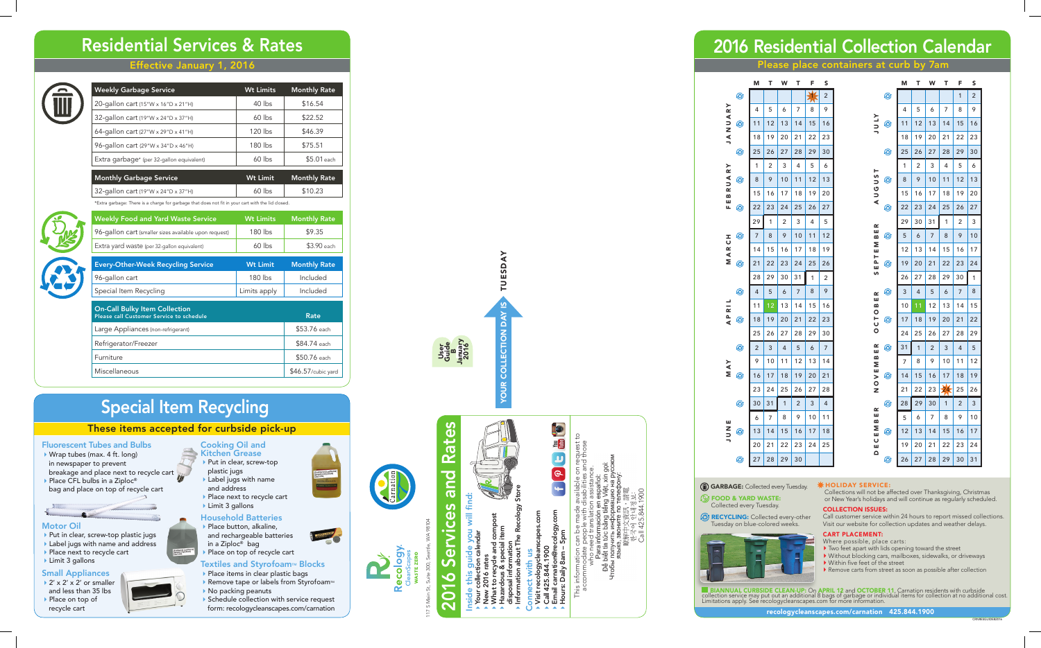# Residential Services & Rates

## Effective January 1, 2016

| Weekly Garbage Service | Wt Limits | Monthly Rate |
|---|---|---|
| 20-gallon cart (15"W x 16"D x 21"H) | 40 lbs | $16.54 |
| 32-gallon cart (19"W x 24"D x 37"H) | 60 lbs | $22.52 |
| 64-gallon cart (27"W x 29"D x 41"H) | 120 lbs | $46.39 |
| 96-gallon cart (29"W x 34"D x 46"H) | 180 lbs | $75.51 |
| Extra garbage* (per 32-gallon equivalent) | 60 lbs | $5.01 each |

| Monthly Garbage Service | Wt Limit | Monthly Rate |
|---|---|---|
| 32-gallon cart (19"W x 24"D x 37"H) | 60 lbs | $10.23 |

*Extra garbage: There is a charge for garbage that does not fit in your cart with the lid closed.

| Weekly Food and Yard Waste Service | Wt Limits | Monthly Rate |
|---|---|---|
| 96-gallon cart (smaller sizes available upon request) | 180 lbs | $9.35 |
| Extra yard waste (per 32-gallon equivalent) | 60 lbs | $3.90 each |

| Every-Other-Week Recycling Service | Wt Limit | Monthly Rate |
|---|---|---|
| 96-gallon cart | 180 lbs | Included |
| Special Item Recycling | Limits apply | Included |

| On-Call Bulky Item Collection (Please call Customer Service to schedule) | Rate |
|---|---|
| Large Appliances (non-refrigerant) | $53.76 each |
| Refrigerator/Freezer | $84.74 each |
| Furniture | $50.76 each |
| Miscellaneous | $46.57/cubic yard |

# Special Item Recycling

## These items accepted for curbside pick-up

### Fluorescent Tubes and Bulbs
- Wrap tubes (max. 4 ft. long) in newspaper to prevent breakage and place next to recycle cart
- Place CFL bulbs in a Ziploc® bag and place on top of recycle cart

### Motor Oil
- Put in clear, screw-top plastic jugs
- Label jugs with name and address
- Place next to recycle cart
- Limit 3 gallons

### Small Appliances
- 2' x 2' x 2' or smaller and less than 35 lbs
- Place on top of recycle cart

### Cooking Oil and Kitchen Grease
- Put in clear, screw-top plastic jugs
- Label jugs with name and address
- Place next to recycle cart
- Limit 3 gallons

### Household Batteries
- Place button, alkaline, and rechargeable batteries in a Ziploc® bag
- Place on top of recycle cart

### Textiles and Styrofoam™ Blocks
- Place items in clear plastic bags
- Remove tape or labels from Styrofoam™
- No packing peanuts
- Schedule collection with service request form: recologycleanscapes.com/carnation

User Guide B January 2016

YOUR COLLECTION DAY IS TUESDAY

# 2016 Services and Rates

Inside this guide you will find:
- Your collection calendar
- New 2016 rates
- What to recycle and compost
- Hazardous & special item disposal information
- Information about The Recology Store

Connect with us
- Visit recologycleanscapes.com
- Call 425.844.1900
- Email carnation@recology.com
- Hours: Daily 8am – 5pm

This information can be made available on request to accommodate people with disabilities and those who need translation assistance.
Para información en español:
Để biết tin tức bằng tiếng Việt, xin gọi:
Чтобы получить информацию на русском языке, звоните по телефону:
欲知中文資訊，請電：
한국어 안내 정보:
Call 425.844.1900

Recology CleanScapes WASTE ZERO
117 S Main St., Suite 300, Seattle, WA 98104

Carnation

# 2016 Residential Collection Calendar

## Please place containers at curb by 7am

**JANUARY – JUNE**

| | M | T | W | T | F | S |
|---|---|---|---|---|---|---|
| JANUARY | | | | | 1 | 2 |
| | 4 | 5 | 6 | 7 | 8 | 9 |
| | 11 | 12 | 13 | 14 | 15 | 16 |
| | 18 | 19 | 20 | 21 | 22 | 23 |
| | 25 | 26 | 27 | 28 | 29 | 30 |
| FEBRUARY | 1 | 2 | 3 | 4 | 5 | 6 |
| | 8 | 9 | 10 | 11 | 12 | 13 |
| | 15 | 16 | 17 | 18 | 19 | 20 |
| | 22 | 23 | 24 | 25 | 26 | 27 |
| MARCH | 29 | 1 | 2 | 3 | 4 | 5 |
| | 7 | 8 | 9 | 10 | 11 | 12 |
| | 14 | 15 | 16 | 17 | 18 | 19 |
| | 21 | 22 | 23 | 24 | 25 | 26 |
| | 28 | 29 | 30 | 31 | 1 | 2 |
| APRIL | 4 | 5 | 6 | 7 | 8 | 9 |
| | 11 | 12 | 13 | 14 | 15 | 16 |
| | 18 | 19 | 20 | 21 | 22 | 23 |
| | 25 | 26 | 27 | 28 | 29 | 30 |
| MAY | 2 | 3 | 4 | 5 | 6 | 7 |
| | 9 | 10 | 11 | 12 | 13 | 14 |
| | 16 | 17 | 18 | 19 | 20 | 21 |
| | 23 | 24 | 25 | 26 | 27 | 28 |
| JUNE | 30 | 31 | 1 | 2 | 3 | 4 |
| | 6 | 7 | 8 | 9 | 10 | 11 |
| | 13 | 14 | 15 | 16 | 17 | 18 |
| | 20 | 21 | 22 | 23 | 24 | 25 |
| | 27 | 28 | 29 | 30 | | |

**JULY – DECEMBER**

| | M | T | W | T | F | S |
|---|---|---|---|---|---|---|
| JULY | | | | | 1 | 2 |
| | 4 | 5 | 6 | 7 | 8 | 9 |
| | 11 | 12 | 13 | 14 | 15 | 16 |
| | 18 | 19 | 20 | 21 | 22 | 23 |
| | 25 | 26 | 27 | 28 | 29 | 30 |
| AUGUST | 1 | 2 | 3 | 4 | 5 | 6 |
| | 8 | 9 | 10 | 11 | 12 | 13 |
| | 15 | 16 | 17 | 18 | 19 | 20 |
| | 22 | 23 | 24 | 25 | 26 | 27 |
| SEPTEMBER | 29 | 30 | 31 | 1 | 2 | 3 |
| | 5 | 6 | 7 | 8 | 9 | 10 |
| | 12 | 13 | 14 | 15 | 16 | 17 |
| | 19 | 20 | 21 | 22 | 23 | 24 |
| | 26 | 27 | 28 | 29 | 30 | 1 |
| OCTOBER | 3 | 4 | 5 | 6 | 7 | 8 |
| | 10 | 11 | 12 | 13 | 14 | 15 |
| | 17 | 18 | 19 | 20 | 21 | 22 |
| | 24 | 25 | 26 | 27 | 28 | 29 |
| NOVEMBER | 31 | 1 | 2 | 3 | 4 | 5 |
| | 7 | 8 | 9 | 10 | 11 | 12 |
| | 14 | 15 | 16 | 17 | 18 | 19 |
| | 21 | 22 | 23 | 24 | 25 | 26 |
| DECEMBER | 28 | 29 | 30 | 1 | 2 | 3 |
| | 5 | 6 | 7 | 8 | 9 | 10 |
| | 12 | 13 | 14 | 15 | 16 | 17 |
| | 19 | 20 | 21 | 22 | 23 | 24 |
| | 26 | 27 | 28 | 29 | 30 | 31 |

**GARBAGE:** Collected every Tuesday.

**FOOD & YARD WASTE:** Collected every Tuesday.

**RECYCLING:** Collected every-other Tuesday on blue-colored weeks.

**HOLIDAY SERVICE:**
Collections will not be affected over Thanksgiving, Christmas or New Year's holidays and will continue as regularly scheduled.

**COLLECTION ISSUES:**
Call customer service within 24 hours to report missed collections. Visit our website for collection updates and weather delays.

**CART PLACEMENT:**
Where possible, place carts:
- Two feet apart with lids opening toward the street
- Without blocking cars, mailboxes, sidewalks, or driveways
- Within five feet of the street
- Remove carts from street as soon as possible after collection

**BIANNUAL CURBSIDE CLEAN-UP:** On APRIL 12 and OCTOBER 11, Carnation residents with curbside collection service may put out an additional 8 bags of garbage or individual items for collection at no additional cost. Limitations apply. See recologycleanscapes.com for more information.

recologycleanscapes.com/carnation 425.844.1900